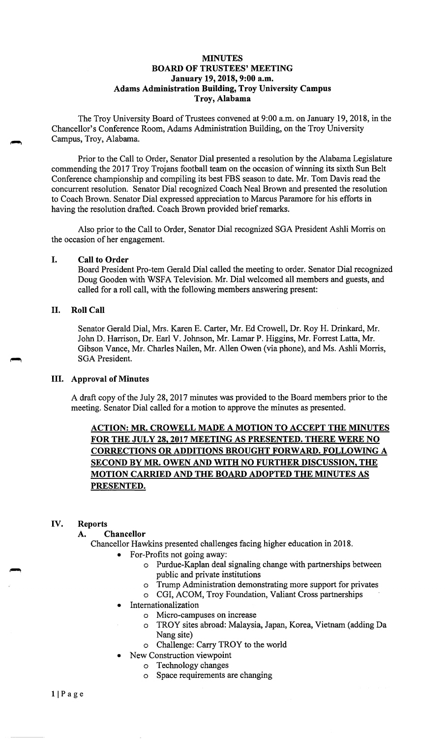# MINUTES
## BOARD OF TRUSTEES' MEETING
### January 19, 2018, 9:00 a.m.
### Adams Administration Building, Troy University Campus
### Troy, Alabama

The Troy University Board of Trustees convened at 9:00 a.m. on January 19, 2018, in the Chancellor's Conference Room, Adams Administration Building, on the Troy University Campus, Troy, Alabama.

Prior to the Call to Order, Senator Dial presented a resolution by the Alabama Legislature commending the 2017 Troy Trojans football team on the occasion of winning its sixth Sun Belt Conference championship and compiling its best FBS season to date. Mr. Tom Davis read the concurrent resolution. Senator Dial recognized Coach Neal Brown and presented the resolution to Coach Brown. Senator Dial expressed appreciation to Marcus Paramore for his efforts in having the resolution drafted. Coach Brown provided brief remarks.

Also prior to the Call to Order, Senator Dial recognized SGA President Ashli Morris on the occasion of her engagement.

## I. Call to Order

Board President Pro-tem Gerald Dial called the meeting to order. Senator Dial recognized Doug Gooden with WSFA Television. Mr. Dial welcomed all members and guests, and called for a roll call, with the following members answering present:

## II. Roll Call

Senator Gerald Dial, Mrs. Karen E. Carter, Mr. Ed Crowell, Dr. Roy H. Drinkard, Mr. John D. Harrison, Dr. Earl V. Johnson, Mr. Lamar P. Higgins, Mr. Forrest Latta, Mr. Gibson Vance, Mr. Charles Nailen, Mr. Allen Owen (via phone), and Ms. Ashli Morris, SGA President.

## III. Approval of Minutes

A draft copy of the July 28, 2017 minutes was provided to the Board members prior to the meeting. Senator Dial called for a motion to approve the minutes as presented.

**ACTION: MR. CROWELL MADE A MOTION TO ACCEPT THE MINUTES FOR THE JULY 28, 2017 MEETING AS PRESENTED. THERE WERE NO CORRECTIONS OR ADDITIONS BROUGHT FORWARD. FOLLOWING A SECOND BY MR. OWEN AND WITH NO FURTHER DISCUSSION, THE MOTION CARRIED AND THE BOARD ADOPTED THE MINUTES AS PRESENTED.**

## IV. Reports

### A. Chancellor

Chancellor Hawkins presented challenges facing higher education in 2018.

- For-Profits not going away:
  - Purdue-Kaplan deal signaling change with partnerships between public and private institutions
  - Trump Administration demonstrating more support for privates
  - CGI, ACOM, Troy Foundation, Valiant Cross partnerships
- Internationalization
  - Micro-campuses on increase
  - TROY sites abroad: Malaysia, Japan, Korea, Vietnam (adding Da Nang site)
  - Challenge: Carry TROY to the world
- New Construction viewpoint
  - Technology changes
  - Space requirements are changing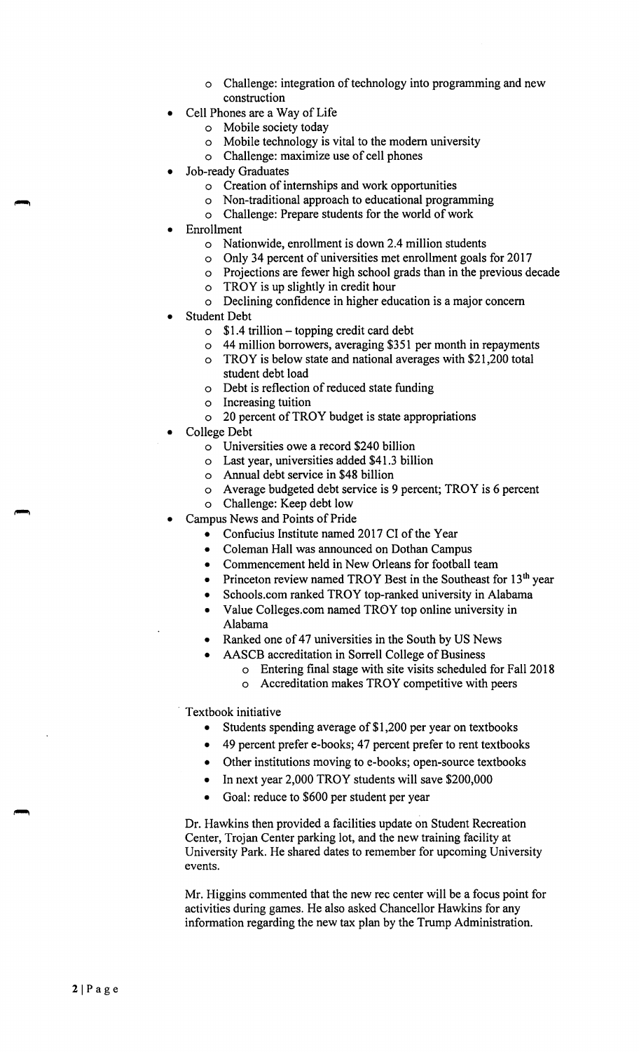- Challenge: integration of technology into programming and new construction
- Cell Phones are a Way of Life
  - Mobile society today
  - Mobile technology is vital to the modern university
  - Challenge: maximize use of cell phones
- Job-ready Graduates
  - Creation of internships and work opportunities
  - Non-traditional approach to educational programming
  - Challenge: Prepare students for the world of work
- Enrollment
  - Nationwide, enrollment is down 2.4 million students
  - Only 34 percent of universities met enrollment goals for 2017
  - Projections are fewer high school grads than in the previous decade
  - TROY is up slightly in credit hour
  - Declining confidence in higher education is a major concern
- Student Debt
  - $1.4 trillion – topping credit card debt
  - 44 million borrowers, averaging $351 per month in repayments
  - TROY is below state and national averages with $21,200 total student debt load
  - Debt is reflection of reduced state funding
  - Increasing tuition
  - 20 percent of TROY budget is state appropriations
- College Debt
  - Universities owe a record $240 billion
  - Last year, universities added $41.3 billion
  - Annual debt service in $48 billion
  - Average budgeted debt service is 9 percent; TROY is 6 percent
  - Challenge: Keep debt low
- Campus News and Points of Pride
  - Confucius Institute named 2017 CI of the Year
  - Coleman Hall was announced on Dothan Campus
  - Commencement held in New Orleans for football team
  - Princeton review named TROY Best in the Southeast for 13th year
  - Schools.com ranked TROY top-ranked university in Alabama
  - Value Colleges.com named TROY top online university in Alabama
  - Ranked one of 47 universities in the South by US News
  - AASCB accreditation in Sorrell College of Business
    - Entering final stage with site visits scheduled for Fall 2018
    - Accreditation makes TROY competitive with peers

Textbook initiative

- Students spending average of $1,200 per year on textbooks
- 49 percent prefer e-books; 47 percent prefer to rent textbooks
- Other institutions moving to e-books; open-source textbooks
- In next year 2,000 TROY students will save $200,000
- Goal: reduce to $600 per student per year

Dr. Hawkins then provided a facilities update on Student Recreation Center, Trojan Center parking lot, and the new training facility at University Park. He shared dates to remember for upcoming University events.

Mr. Higgins commented that the new rec center will be a focus point for activities during games. He also asked Chancellor Hawkins for any information regarding the new tax plan by the Trump Administration.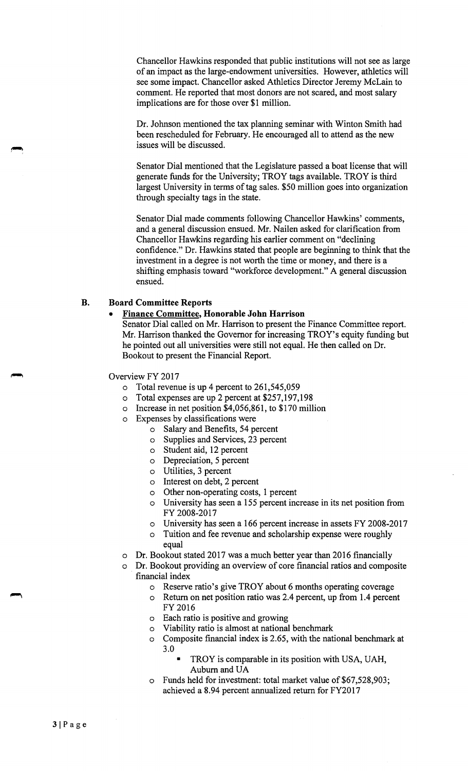Chancellor Hawkins responded that public institutions will not see as large of an impact as the large-endowment universities. However, athletics will see some impact. Chancellor asked Athletics Director Jeremy McLain to comment. He reported that most donors are not scared, and most salary implications are for those over $1 million.

Dr. Johnson mentioned the tax planning seminar with Winton Smith had been rescheduled for February. He encouraged all to attend as the new issues will be discussed.

Senator Dial mentioned that the Legislature passed a boat license that will generate funds for the University; TROY tags available. TROY is third largest University in terms of tag sales. $50 million goes into organization through specialty tags in the state.

Senator Dial made comments following Chancellor Hawkins' comments, and a general discussion ensued. Mr. Nailen asked for clarification from Chancellor Hawkins regarding his earlier comment on "declining confidence." Dr. Hawkins stated that people are beginning to think that the investment in a degree is not worth the time or money, and there is a shifting emphasis toward "workforce development." A general discussion ensued.

## B. Board Committee Reports

- **Finance Committee, Honorable John Harrison**

  Senator Dial called on Mr. Harrison to present the Finance Committee report. Mr. Harrison thanked the Governor for increasing TROY's equity funding but he pointed out all universities were still not equal. He then called on Dr. Bookout to present the Financial Report.

Overview FY 2017

- Total revenue is up 4 percent to 261,545,059
- Total expenses are up 2 percent at $257,197,198
- Increase in net position $4,056,861, to $170 million
- Expenses by classifications were
  - Salary and Benefits, 54 percent
  - Supplies and Services, 23 percent
  - Student aid, 12 percent
  - Depreciation, 5 percent
  - Utilities, 3 percent
  - Interest on debt, 2 percent
  - Other non-operating costs, 1 percent
  - University has seen a 155 percent increase in its net position from FY 2008-2017
  - University has seen a 166 percent increase in assets FY 2008-2017
  - Tuition and fee revenue and scholarship expense were roughly equal
- Dr. Bookout stated 2017 was a much better year than 2016 financially
- Dr. Bookout providing an overview of core financial ratios and composite financial index
  - Reserve ratio's give TROY about 6 months operating coverage
  - Return on net position ratio was 2.4 percent, up from 1.4 percent FY 2016
  - Each ratio is positive and growing
  - Viability ratio is almost at national benchmark
  - Composite financial index is 2.65, with the national benchmark at 3.0
    - TROY is comparable in its position with USA, UAH, Auburn and UA
  - Funds held for investment: total market value of $67,528,903; achieved a 8.94 percent annualized return for FY2017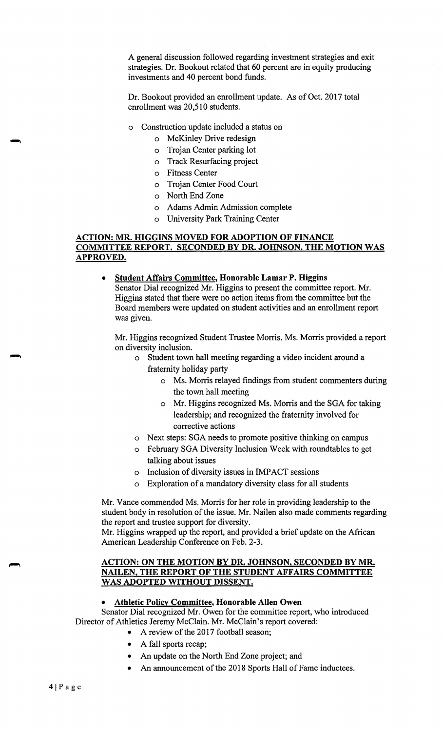A general discussion followed regarding investment strategies and exit strategies. Dr. Bookout related that 60 percent are in equity producing investments and 40 percent bond funds.

Dr. Bookout provided an enrollment update. As of Oct. 2017 total enrollment was 20,510 students.

- Construction update included a status on
  - McKinley Drive redesign
  - Trojan Center parking lot
  - Track Resurfacing project
  - Fitness Center
  - Trojan Center Food Court
  - North End Zone
  - Adams Admin Admission complete
  - University Park Training Center

**ACTION: MR. HIGGINS MOVED FOR ADOPTION OF FINANCE COMMITTEE REPORT. SECONDED BY DR. JOHNSON. THE MOTION WAS APPROVED.**

- **Student Affairs Committee, Honorable Lamar P. Higgins**

  Senator Dial recognized Mr. Higgins to present the committee report. Mr. Higgins stated that there were no action items from the committee but the Board members were updated on student activities and an enrollment report was given.

  Mr. Higgins recognized Student Trustee Morris. Ms. Morris provided a report on diversity inclusion.

  - Student town hall meeting regarding a video incident around a fraternity holiday party
    - Ms. Morris relayed findings from student commenters during the town hall meeting
    - Mr. Higgins recognized Ms. Morris and the SGA for taking leadership; and recognized the fraternity involved for corrective actions
  - Next steps: SGA needs to promote positive thinking on campus
  - February SGA Diversity Inclusion Week with roundtables to get talking about issues
  - Inclusion of diversity issues in IMPACT sessions
  - Exploration of a mandatory diversity class for all students

  Mr. Vance commended Ms. Morris for her role in providing leadership to the student body in resolution of the issue. Mr. Nailen also made comments regarding the report and trustee support for diversity.

  Mr. Higgins wrapped up the report, and provided a brief update on the African American Leadership Conference on Feb. 2-3.

**ACTION: ON THE MOTION BY DR. JOHNSON, SECONDED BY MR. NAILEN, THE REPORT OF THE STUDENT AFFAIRS COMMITTEE WAS ADOPTED WITHOUT DISSENT.**

- **Athletic Policy Committee, Honorable Allen Owen**

Senator Dial recognized Mr. Owen for the committee report, who introduced Director of Athletics Jeremy McClain. Mr. McClain's report covered:

- A review of the 2017 football season;
- A fall sports recap;
- An update on the North End Zone project; and
- An announcement of the 2018 Sports Hall of Fame inductees.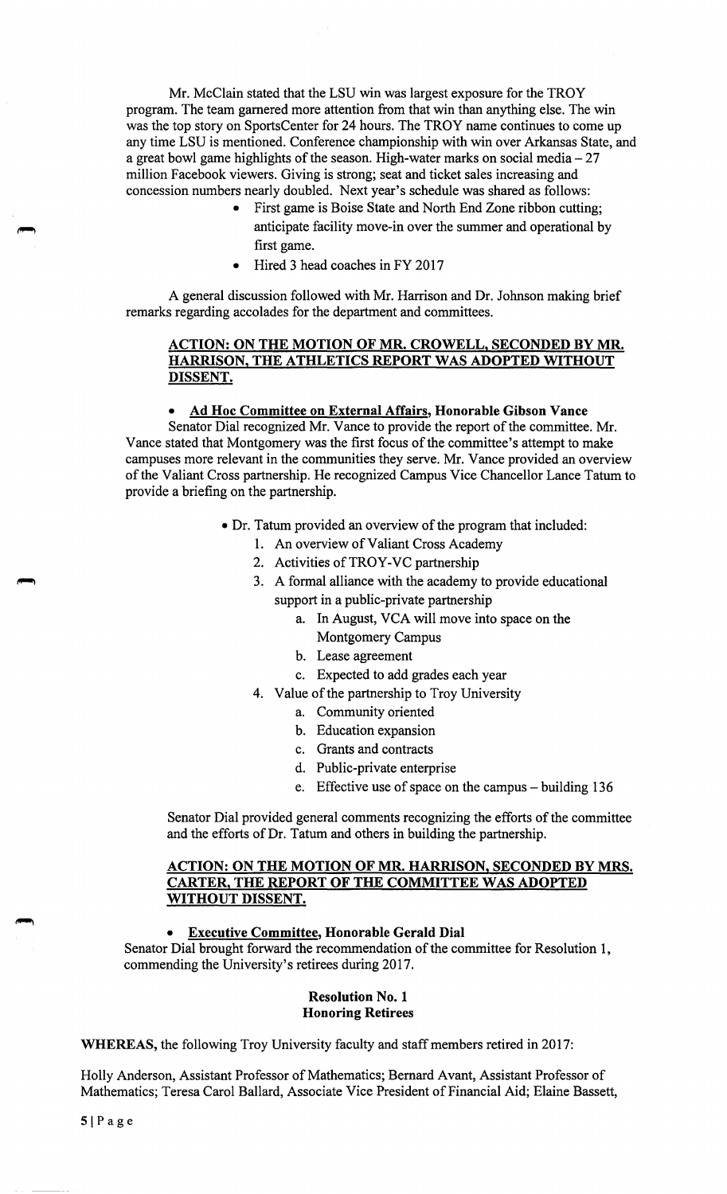Mr. McClain stated that the LSU win was largest exposure for the TROY program. The team garnered more attention from that win than anything else. The win was the top story on SportsCenter for 24 hours. The TROY name continues to come up any time LSU is mentioned. Conference championship with win over Arkansas State, and a great bowl game highlights of the season. High-water marks on social media – 27 million Facebook viewers. Giving is strong; seat and ticket sales increasing and concession numbers nearly doubled. Next year's schedule was shared as follows:

- First game is Boise State and North End Zone ribbon cutting; anticipate facility move-in over the summer and operational by first game.
- Hired 3 head coaches in FY 2017

A general discussion followed with Mr. Harrison and Dr. Johnson making brief remarks regarding accolades for the department and committees.

**ACTION: ON THE MOTION OF MR. CROWELL, SECONDED BY MR. HARRISON, THE ATHLETICS REPORT WAS ADOPTED WITHOUT DISSENT.**

- **Ad Hoc Committee on External Affairs, Honorable Gibson Vance**

Senator Dial recognized Mr. Vance to provide the report of the committee. Mr. Vance stated that Montgomery was the first focus of the committee's attempt to make campuses more relevant in the communities they serve. Mr. Vance provided an overview of the Valiant Cross partnership. He recognized Campus Vice Chancellor Lance Tatum to provide a briefing on the partnership.

- Dr. Tatum provided an overview of the program that included:
  1. An overview of Valiant Cross Academy
  2. Activities of TROY-VC partnership
  3. A formal alliance with the academy to provide educational support in a public-private partnership
     a. In August, VCA will move into space on the Montgomery Campus
     b. Lease agreement
     c. Expected to add grades each year
  4. Value of the partnership to Troy University
     a. Community oriented
     b. Education expansion
     c. Grants and contracts
     d. Public-private enterprise
     e. Effective use of space on the campus – building 136

Senator Dial provided general comments recognizing the efforts of the committee and the efforts of Dr. Tatum and others in building the partnership.

**ACTION: ON THE MOTION OF MR. HARRISON, SECONDED BY MRS. CARTER, THE REPORT OF THE COMMITTEE WAS ADOPTED WITHOUT DISSENT.**

- **Executive Committee, Honorable Gerald Dial**

Senator Dial brought forward the recommendation of the committee for Resolution 1, commending the University's retirees during 2017.

**Resolution No. 1**
**Honoring Retirees**

**WHEREAS,** the following Troy University faculty and staff members retired in 2017:

Holly Anderson, Assistant Professor of Mathematics; Bernard Avant, Assistant Professor of Mathematics; Teresa Carol Ballard, Associate Vice President of Financial Aid; Elaine Bassett,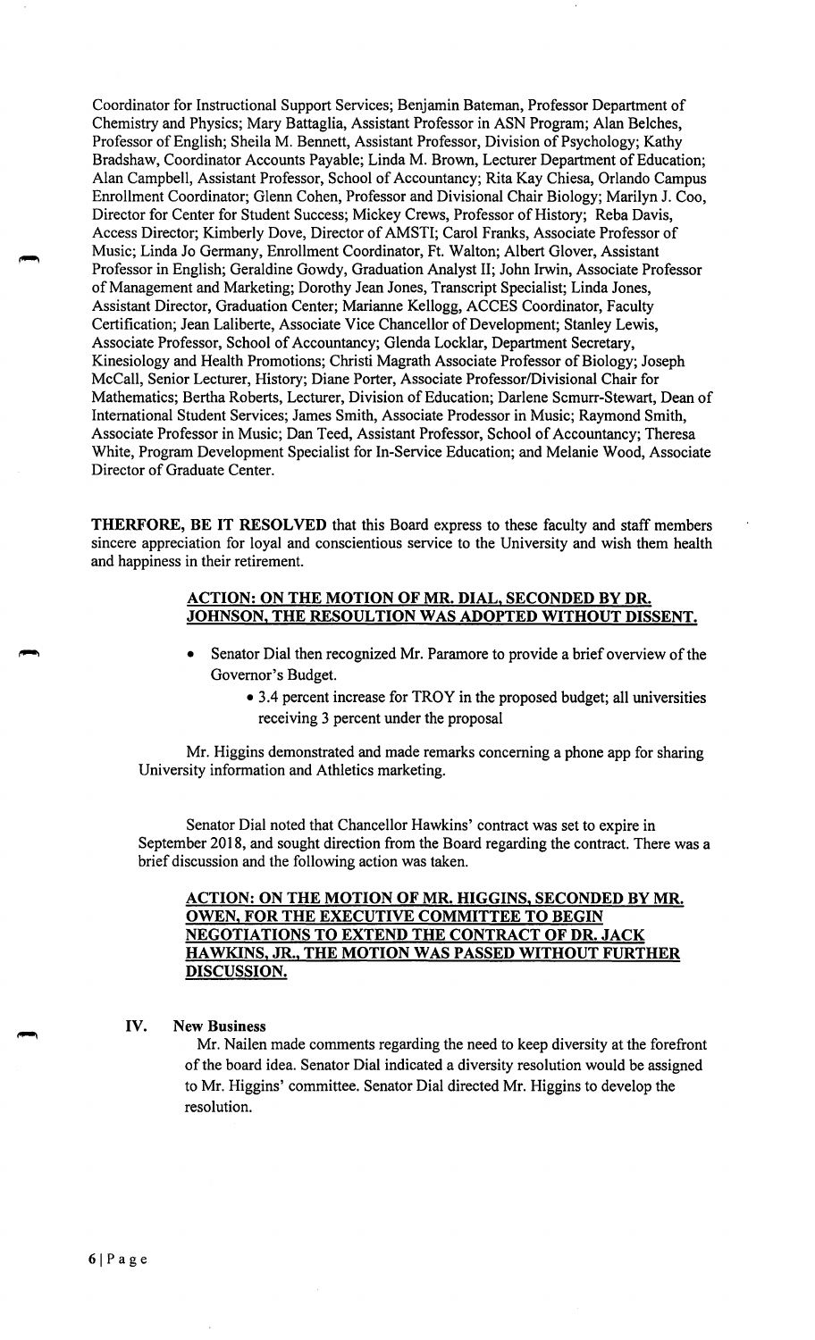Coordinator for Instructional Support Services; Benjamin Bateman, Professor Department of Chemistry and Physics; Mary Battaglia, Assistant Professor in ASN Program; Alan Belches, Professor of English; Sheila M. Bennett, Assistant Professor, Division of Psychology; Kathy Bradshaw, Coordinator Accounts Payable; Linda M. Brown, Lecturer Department of Education; Alan Campbell, Assistant Professor, School of Accountancy; Rita Kay Chiesa, Orlando Campus Enrollment Coordinator; Glenn Cohen, Professor and Divisional Chair Biology; Marilyn J. Coo, Director for Center for Student Success; Mickey Crews, Professor of History; Reba Davis, Access Director; Kimberly Dove, Director of AMSTI; Carol Franks, Associate Professor of Music; Linda Jo Germany, Enrollment Coordinator, Ft. Walton; Albert Glover, Assistant Professor in English; Geraldine Gowdy, Graduation Analyst II; John Irwin, Associate Professor of Management and Marketing; Dorothy Jean Jones, Transcript Specialist; Linda Jones, Assistant Director, Graduation Center; Marianne Kellogg, ACCES Coordinator, Faculty Certification; Jean Laliberte, Associate Vice Chancellor of Development; Stanley Lewis, Associate Professor, School of Accountancy; Glenda Locklar, Department Secretary, Kinesiology and Health Promotions; Christi Magrath Associate Professor of Biology; Joseph McCall, Senior Lecturer, History; Diane Porter, Associate Professor/Divisional Chair for Mathematics; Bertha Roberts, Lecturer, Division of Education; Darlene Scmurr-Stewart, Dean of International Student Services; James Smith, Associate Prodessor in Music; Raymond Smith, Associate Professor in Music; Dan Teed, Assistant Professor, School of Accountancy; Theresa White, Program Development Specialist for In-Service Education; and Melanie Wood, Associate Director of Graduate Center.

**THERFORE, BE IT RESOLVED** that this Board express to these faculty and staff members sincere appreciation for loyal and conscientious service to the University and wish them health and happiness in their retirement.

**ACTION: ON THE MOTION OF MR. DIAL, SECONDED BY DR. JOHNSON, THE RESOULTION WAS ADOPTED WITHOUT DISSENT.**

- Senator Dial then recognized Mr. Paramore to provide a brief overview of the Governor's Budget.
  - 3.4 percent increase for TROY in the proposed budget; all universities receiving 3 percent under the proposal

Mr. Higgins demonstrated and made remarks concerning a phone app for sharing University information and Athletics marketing.

Senator Dial noted that Chancellor Hawkins' contract was set to expire in September 2018, and sought direction from the Board regarding the contract. There was a brief discussion and the following action was taken.

**ACTION: ON THE MOTION OF MR. HIGGINS, SECONDED BY MR. OWEN, FOR THE EXECUTIVE COMMITTEE TO BEGIN NEGOTIATIONS TO EXTEND THE CONTRACT OF DR. JACK HAWKINS, JR., THE MOTION WAS PASSED WITHOUT FURTHER DISCUSSION.**

## IV. New Business

Mr. Nailen made comments regarding the need to keep diversity at the forefront of the board idea. Senator Dial indicated a diversity resolution would be assigned to Mr. Higgins' committee. Senator Dial directed Mr. Higgins to develop the resolution.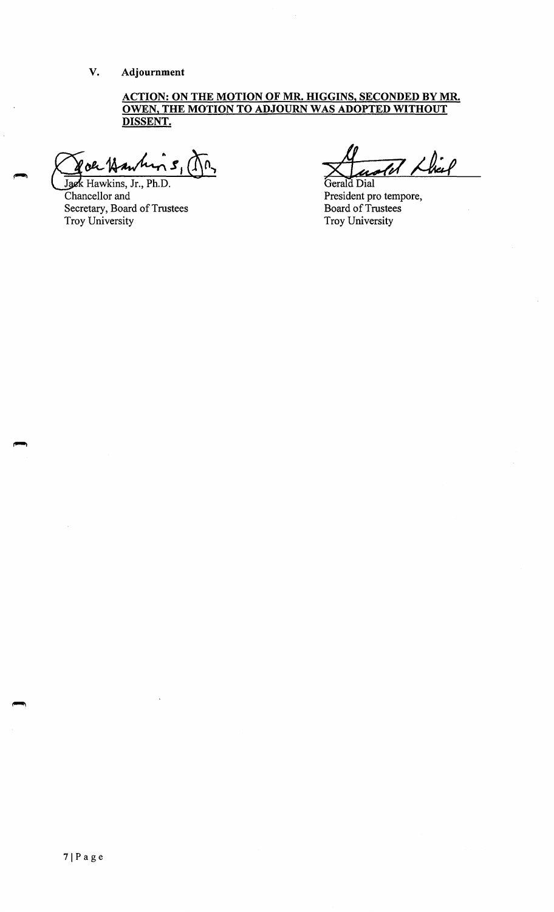## V. Adjournment

**ACTION: ON THE MOTION OF MR. HIGGINS, SECONDED BY MR. OWEN, THE MOTION TO ADJOURN WAS ADOPTED WITHOUT DISSENT.**

Jack Hawkins, Jr., Ph.D.
Chancellor and
Secretary, Board of Trustees
Troy University

Gerald Dial
President pro tempore,
Board of Trustees
Troy University